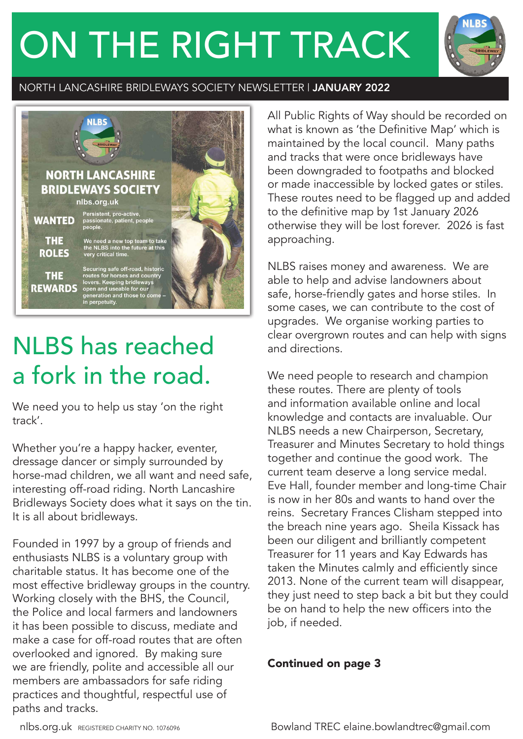# ON THE RIGHT TRACK

NORTH LANCASHIRE BRIDLEWAYS SOCIETY NEWSLETTER | **JANUARY 2022**

**NORTH LANCASHIRE BRIDLEWAYS SOCIETY**
nlbs.org.uk

**WANTED** Persistent, pro-active, passionate, patient, people people.

**THE ROLES** We need a new top team to take the NLBS into the future at this very critical time.

**THE REWARDS** Securing safe off-road, historic routes for horses and country lovers. Keeping bridleways open and useable for our generation and those to come – in perpetuity.

## NLBS has reached a fork in the road.

We need you to help us stay 'on the right track'.

Whether you're a happy hacker, eventer, dressage dancer or simply surrounded by horse-mad children, we all want and need safe, interesting off-road riding. North Lancashire Bridleways Society does what it says on the tin. It is all about bridleways.

Founded in 1997 by a group of friends and enthusiasts NLBS is a voluntary group with charitable status. It has become one of the most effective bridleway groups in the country. Working closely with the BHS, the Council, the Police and local farmers and landowners it has been possible to discuss, mediate and make a case for off-road routes that are often overlooked and ignored. By making sure we are friendly, polite and accessible all our members are ambassadors for safe riding practices and thoughtful, respectful use of paths and tracks.

All Public Rights of Way should be recorded on what is known as 'the Definitive Map' which is maintained by the local council. Many paths and tracks that were once bridleways have been downgraded to footpaths and blocked or made inaccessible by locked gates or stiles. These routes need to be flagged up and added to the definitive map by 1st January 2026 otherwise they will be lost forever. 2026 is fast approaching.

NLBS raises money and awareness. We are able to help and advise landowners about safe, horse-friendly gates and horse stiles. In some cases, we can contribute to the cost of upgrades. We organise working parties to clear overgrown routes and can help with signs and directions.

We need people to research and champion these routes. There are plenty of tools and information available online and local knowledge and contacts are invaluable. Our NLBS needs a new Chairperson, Secretary, Treasurer and Minutes Secretary to hold things together and continue the good work. The current team deserve a long service medal. Eve Hall, founder member and long-time Chair is now in her 80s and wants to hand over the reins. Secretary Frances Clisham stepped into the breach nine years ago. Sheila Kissack has been our diligent and brilliantly competent Treasurer for 11 years and Kay Edwards has taken the Minutes calmly and efficiently since 2013. None of the current team will disappear, they just need to step back a bit but they could be on hand to help the new officers into the job, if needed.

**Continued on page 3**

nlbs.org.uk REGISTERED CHARITY NO. 1076096

Bowland TREC elaine.bowlandtrec@gmail.com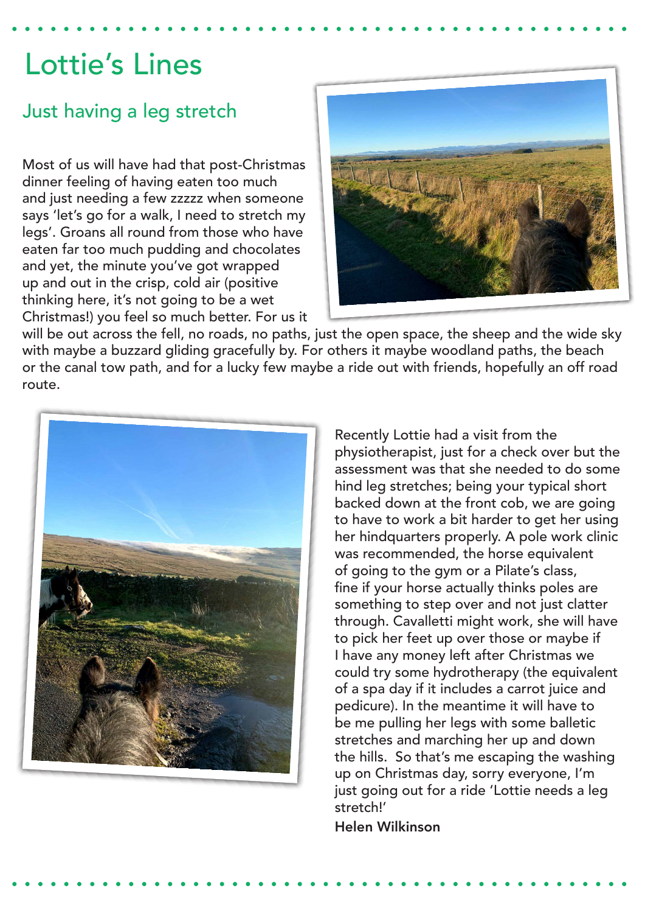# Lottie's Lines

## Just having a leg stretch

Most of us will have had that post-Christmas dinner feeling of having eaten too much and just needing a few zzzzz when someone says 'let's go for a walk, I need to stretch my legs'. Groans all round from those who have eaten far too much pudding and chocolates and yet, the minute you've got wrapped up and out in the crisp, cold air (positive thinking here, it's not going to be a wet Christmas!) you feel so much better. For us it will be out across the fell, no roads, no paths, just the open space, the sheep and the wide sky with maybe a buzzard gliding gracefully by. For others it maybe woodland paths, the beach or the canal tow path, and for a lucky few maybe a ride out with friends, hopefully an off road route.

Recently Lottie had a visit from the physiotherapist, just for a check over but the assessment was that she needed to do some hind leg stretches; being your typical short backed down at the front cob, we are going to have to work a bit harder to get her using her hindquarters properly. A pole work clinic was recommended, the horse equivalent of going to the gym or a Pilate's class, fine if your horse actually thinks poles are something to step over and not just clatter through. Cavalletti might work, she will have to pick her feet up over those or maybe if I have any money left after Christmas we could try some hydrotherapy (the equivalent of a spa day if it includes a carrot juice and pedicure). In the meantime it will have to be me pulling her legs with some balletic stretches and marching her up and down the hills. So that's me escaping the washing up on Christmas day, sorry everyone, I'm just going out for a ride 'Lottie needs a leg stretch!'

**Helen Wilkinson**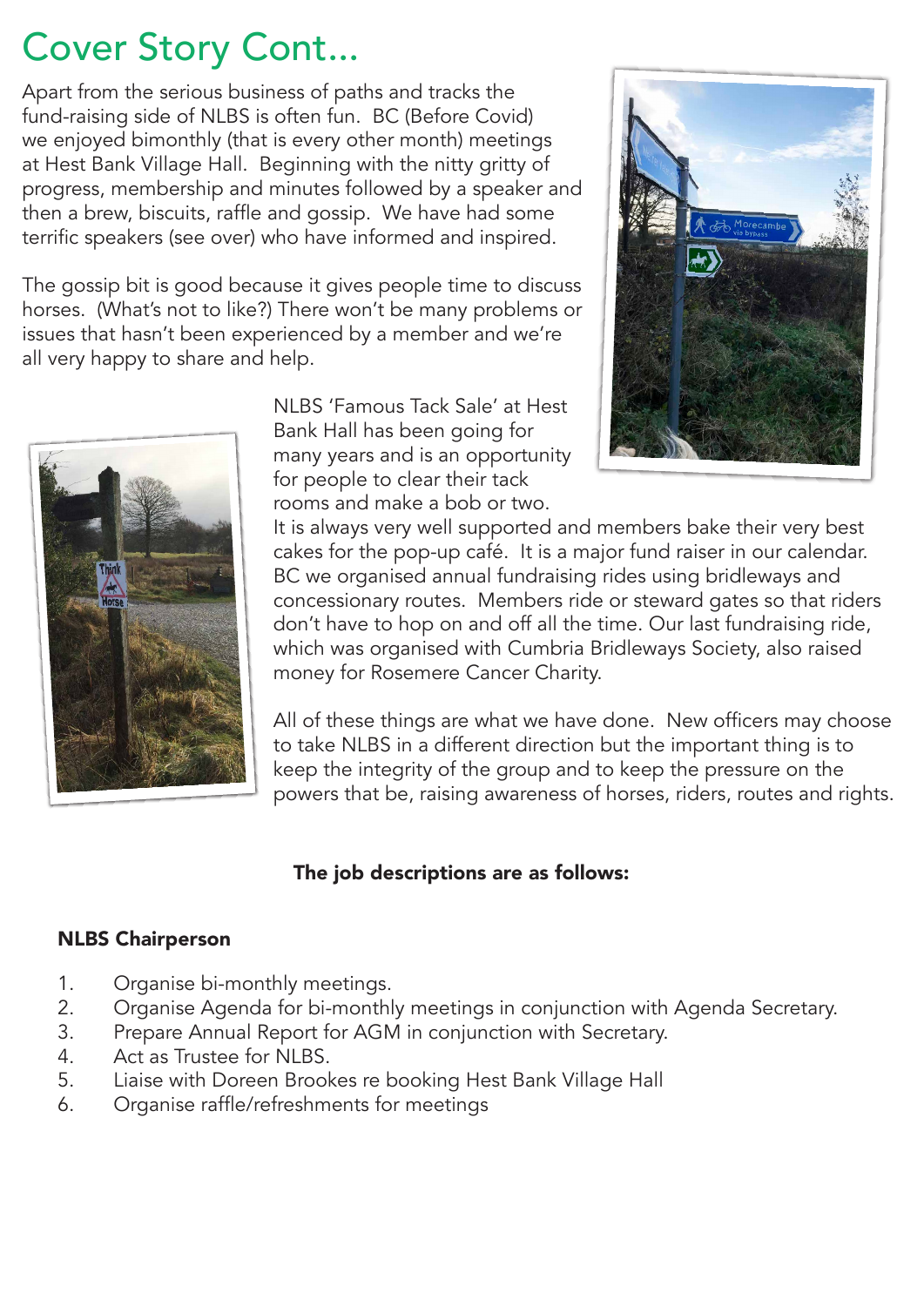# Cover Story Cont...

Apart from the serious business of paths and tracks the fund-raising side of NLBS is often fun. BC (Before Covid) we enjoyed bimonthly (that is every other month) meetings at Hest Bank Village Hall. Beginning with the nitty gritty of progress, membership and minutes followed by a speaker and then a brew, biscuits, raffle and gossip. We have had some terrific speakers (see over) who have informed and inspired.

The gossip bit is good because it gives people time to discuss horses. (What's not to like?) There won't be many problems or issues that hasn't been experienced by a member and we're all very happy to share and help.

NLBS 'Famous Tack Sale' at Hest Bank Hall has been going for many years and is an opportunity for people to clear their tack rooms and make a bob or two. It is always very well supported and members bake their very best cakes for the pop-up café. It is a major fund raiser in our calendar. BC we organised annual fundraising rides using bridleways and concessionary routes. Members ride or steward gates so that riders don't have to hop on and off all the time. Our last fundraising ride, which was organised with Cumbria Bridleways Society, also raised money for Rosemere Cancer Charity.

All of these things are what we have done. New officers may choose to take NLBS in a different direction but the important thing is to keep the integrity of the group and to keep the pressure on the powers that be, raising awareness of horses, riders, routes and rights.

**The job descriptions are as follows:**

**NLBS Chairperson**

1. Organise bi-monthly meetings.
2. Organise Agenda for bi-monthly meetings in conjunction with Agenda Secretary.
3. Prepare Annual Report for AGM in conjunction with Secretary.
4. Act as Trustee for NLBS.
5. Liaise with Doreen Brookes re booking Hest Bank Village Hall
6. Organise raffle/refreshments for meetings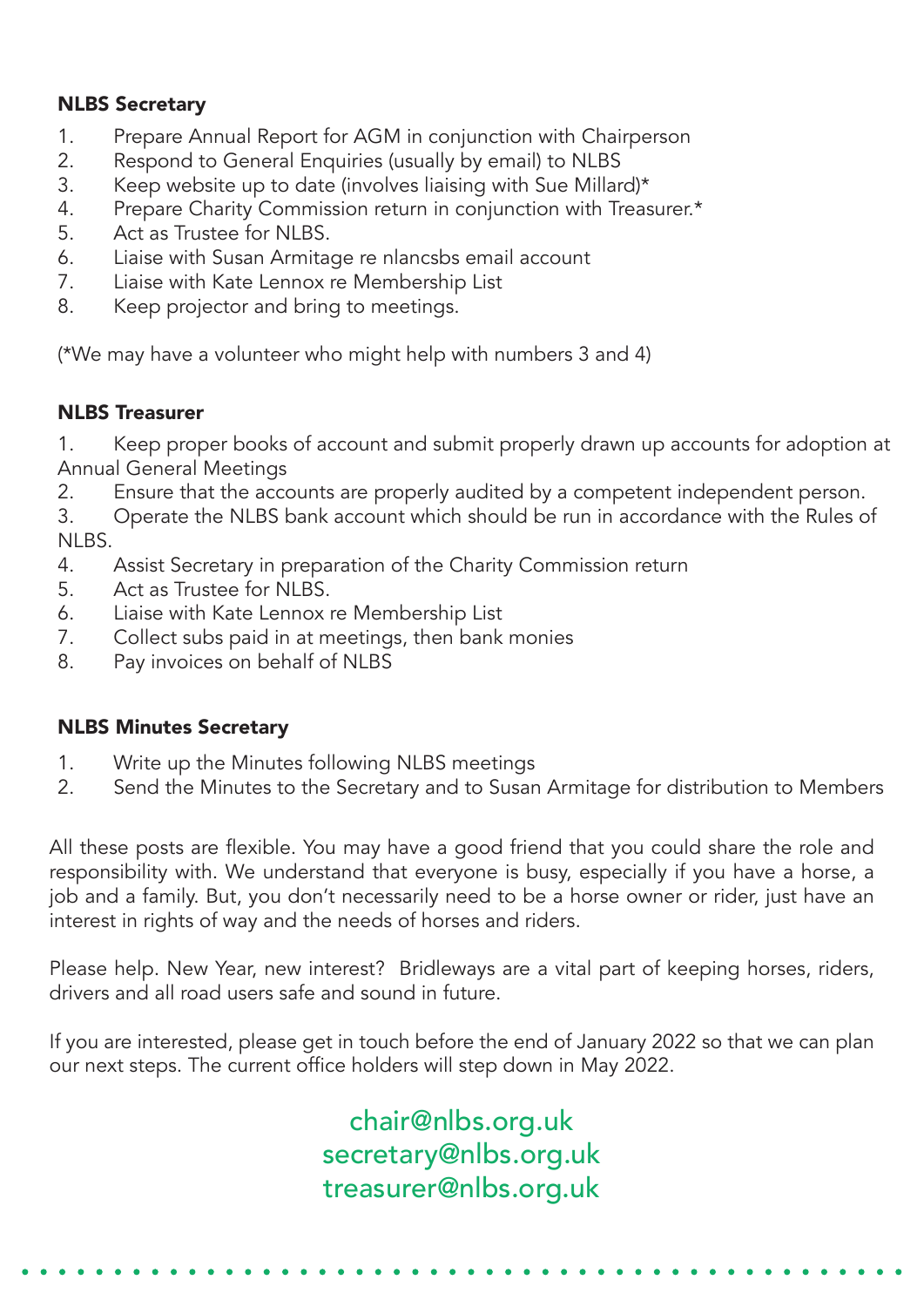### NLBS Secretary

1. Prepare Annual Report for AGM in conjunction with Chairperson
2. Respond to General Enquiries (usually by email) to NLBS
3. Keep website up to date (involves liaising with Sue Millard)*
4. Prepare Charity Commission return in conjunction with Treasurer.*
5. Act as Trustee for NLBS.
6. Liaise with Susan Armitage re nlancsbs email account
7. Liaise with Kate Lennox re Membership List
8. Keep projector and bring to meetings.

(*We may have a volunteer who might help with numbers 3 and 4)

### NLBS Treasurer

1. Keep proper books of account and submit properly drawn up accounts for adoption at Annual General Meetings
2. Ensure that the accounts are properly audited by a competent independent person.
3. Operate the NLBS bank account which should be run in accordance with the Rules of NLBS.
4. Assist Secretary in preparation of the Charity Commission return
5. Act as Trustee for NLBS.
6. Liaise with Kate Lennox re Membership List
7. Collect subs paid in at meetings, then bank monies
8. Pay invoices on behalf of NLBS

### NLBS Minutes Secretary

1. Write up the Minutes following NLBS meetings
2. Send the Minutes to the Secretary and to Susan Armitage for distribution to Members

All these posts are flexible. You may have a good friend that you could share the role and responsibility with. We understand that everyone is busy, especially if you have a horse, a job and a family. But, you don't necessarily need to be a horse owner or rider, just have an interest in rights of way and the needs of horses and riders.

Please help. New Year, new interest? Bridleways are a vital part of keeping horses, riders, drivers and all road users safe and sound in future.

If you are interested, please get in touch before the end of January 2022 so that we can plan our next steps. The current office holders will step down in May 2022.

chair@nlbs.org.uk
secretary@nlbs.org.uk
treasurer@nlbs.org.uk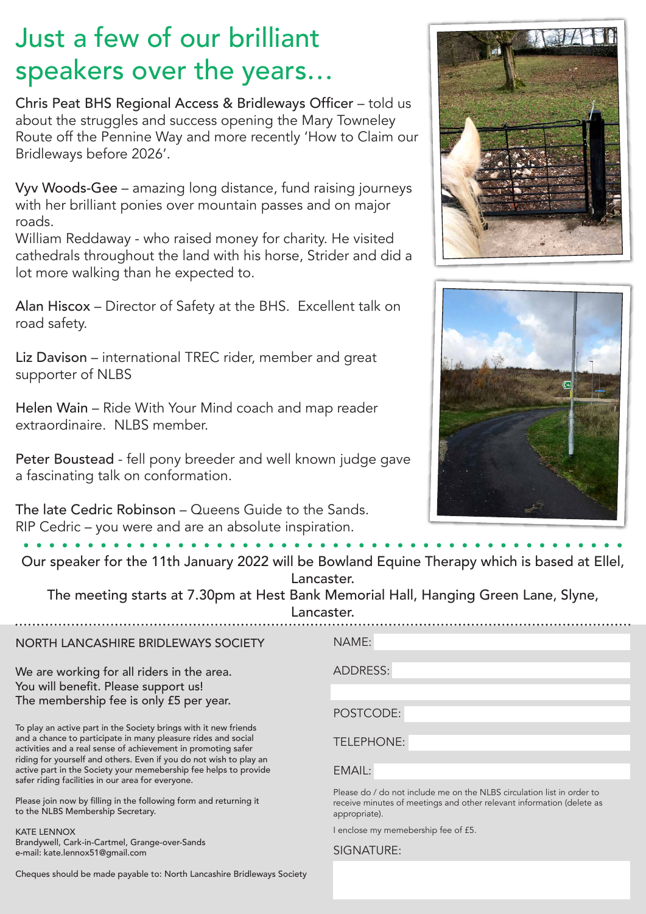# Just a few of our brilliant speakers over the years…

Chris Peat BHS Regional Access & Bridleways Officer – told us about the struggles and success opening the Mary Towneley Route off the Pennine Way and more recently 'How to Claim our Bridleways before 2026'.

Vyv Woods-Gee – amazing long distance, fund raising journeys with her brilliant ponies over mountain passes and on major roads.
William Reddaway - who raised money for charity. He visited cathedrals throughout the land with his horse, Strider and did a lot more walking than he expected to.

Alan Hiscox – Director of Safety at the BHS. Excellent talk on road safety.

Liz Davison – international TREC rider, member and great supporter of NLBS

Helen Wain – Ride With Your Mind coach and map reader extraordinaire. NLBS member.

Peter Boustead - fell pony breeder and well known judge gave a fascinating talk on conformation.

The late Cedric Robinson – Queens Guide to the Sands. RIP Cedric – you were and are an absolute inspiration.

Our speaker for the 11th January 2022 will be Bowland Equine Therapy which is based at Ellel, Lancaster.
The meeting starts at 7.30pm at Hest Bank Memorial Hall, Hanging Green Lane, Slyne, Lancaster.

NORTH LANCASHIRE BRIDLEWAYS SOCIETY

We are working for all riders in the area.
You will benefit. Please support us!
The membership fee is only £5 per year.

To play an active part in the Society brings with it new friends and a chance to participate in many pleasure rides and social activities and a real sense of achievement in promoting safer riding for yourself and others. Even if you do not wish to play an active part in the Society your memebership fee helps to provide safer riding facilities in our area for everyone.

Please join now by filling in the following form and returning it to the NLBS Membership Secretary.

KATE LENNOX
Brandywell, Cark-in-Cartmel, Grange-over-Sands
e-mail: kate.lennox51@gmail.com

Cheques should be made payable to: North Lancashire Bridleways Society

NAME:

ADDRESS:

POSTCODE:

TELEPHONE:

EMAIL:

Please do / do not include me on the NLBS circulation list in order to receive minutes of meetings and other relevant information (delete as appropriate).

I enclose my memebership fee of £5.

SIGNATURE: